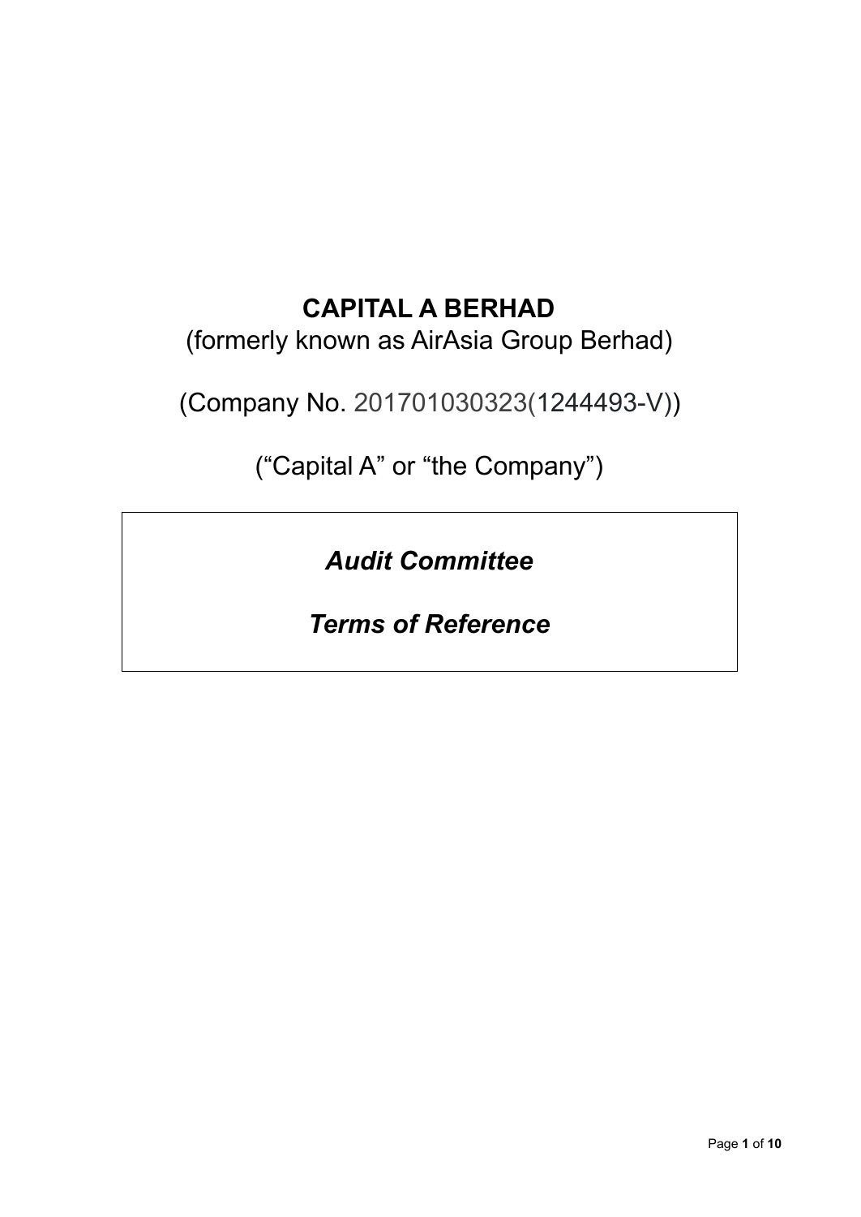# CAPITAL A BERHAD

(formerly known as AirAsia Group Berhad)

(Company No. 201701030323(1244493-V))

("Capital A" or "the Company")

***Audit Committee***

***Terms of Reference***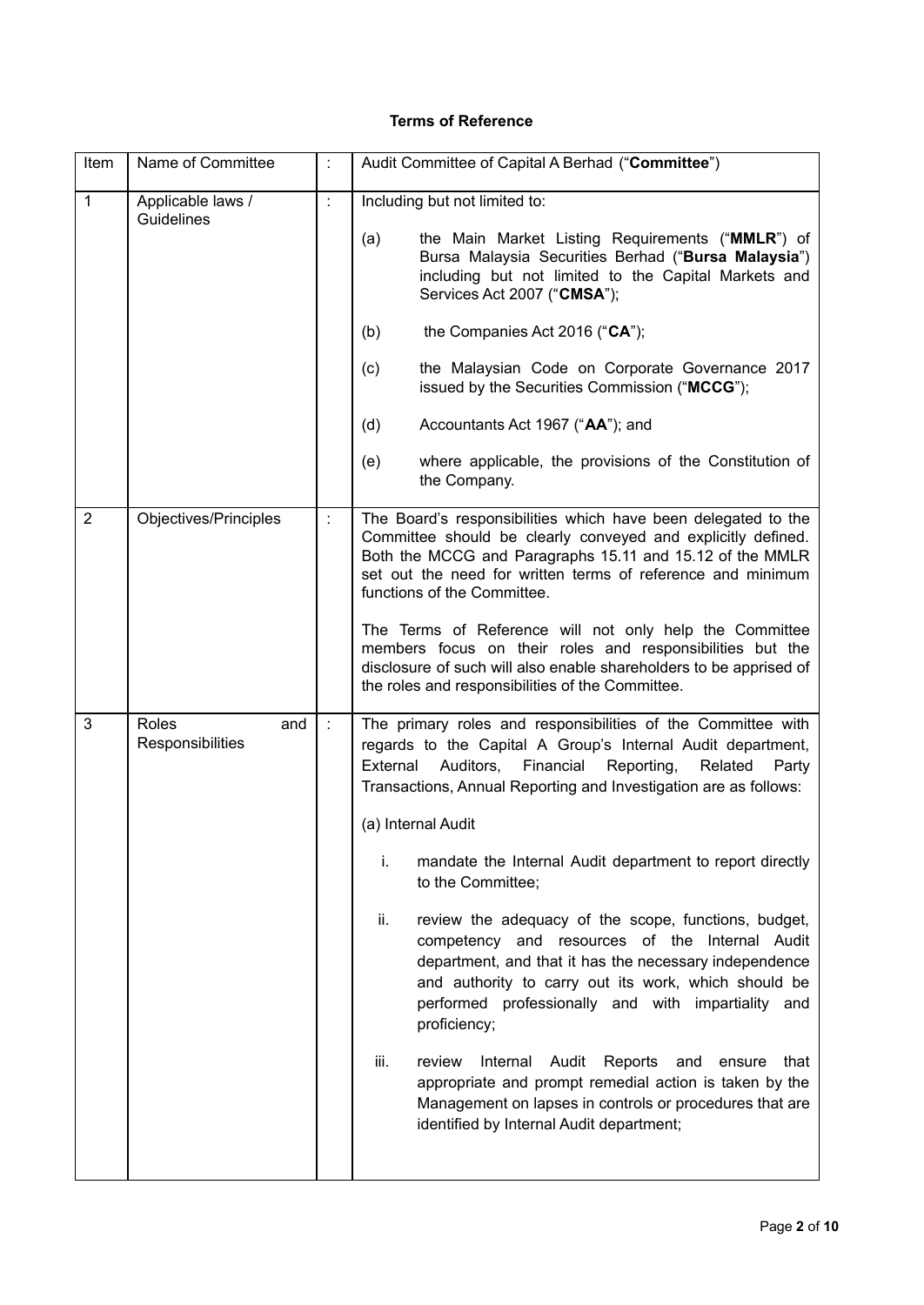**Terms of Reference**

| Item | Name of Committee | : | Audit Committee of Capital A Berhad ("**Committee**") |
|---|---|---|---|
| 1 | Applicable laws / Guidelines | : | Including but not limited to:<br><br>(a) the Main Market Listing Requirements ("**MMLR**") of Bursa Malaysia Securities Berhad ("**Bursa Malaysia**") including but not limited to the Capital Markets and Services Act 2007 ("**CMSA**");<br><br>(b) the Companies Act 2016 ("**CA**");<br><br>(c) the Malaysian Code on Corporate Governance 2017 issued by the Securities Commission ("**MCCG**");<br><br>(d) Accountants Act 1967 ("**AA**"); and<br><br>(e) where applicable, the provisions of the Constitution of the Company. |
| 2 | Objectives/Principles | : | The Board's responsibilities which have been delegated to the Committee should be clearly conveyed and explicitly defined. Both the MCCG and Paragraphs 15.11 and 15.12 of the MMLR set out the need for written terms of reference and minimum functions of the Committee.<br><br>The Terms of Reference will not only help the Committee members focus on their roles and responsibilities but the disclosure of such will also enable shareholders to be apprised of the roles and responsibilities of the Committee. |
| 3 | Roles and Responsibilities | : | The primary roles and responsibilities of the Committee with regards to the Capital A Group's Internal Audit department, External Auditors, Financial Reporting, Related Party Transactions, Annual Reporting and Investigation are as follows:<br><br>(a) Internal Audit<br><br>i. mandate the Internal Audit department to report directly to the Committee;<br><br>ii. review the adequacy of the scope, functions, budget, competency and resources of the Internal Audit department, and that it has the necessary independence and authority to carry out its work, which should be performed professionally and with impartiality and proficiency;<br><br>iii. review Internal Audit Reports and ensure that appropriate and prompt remedial action is taken by the Management on lapses in controls or procedures that are identified by Internal Audit department; |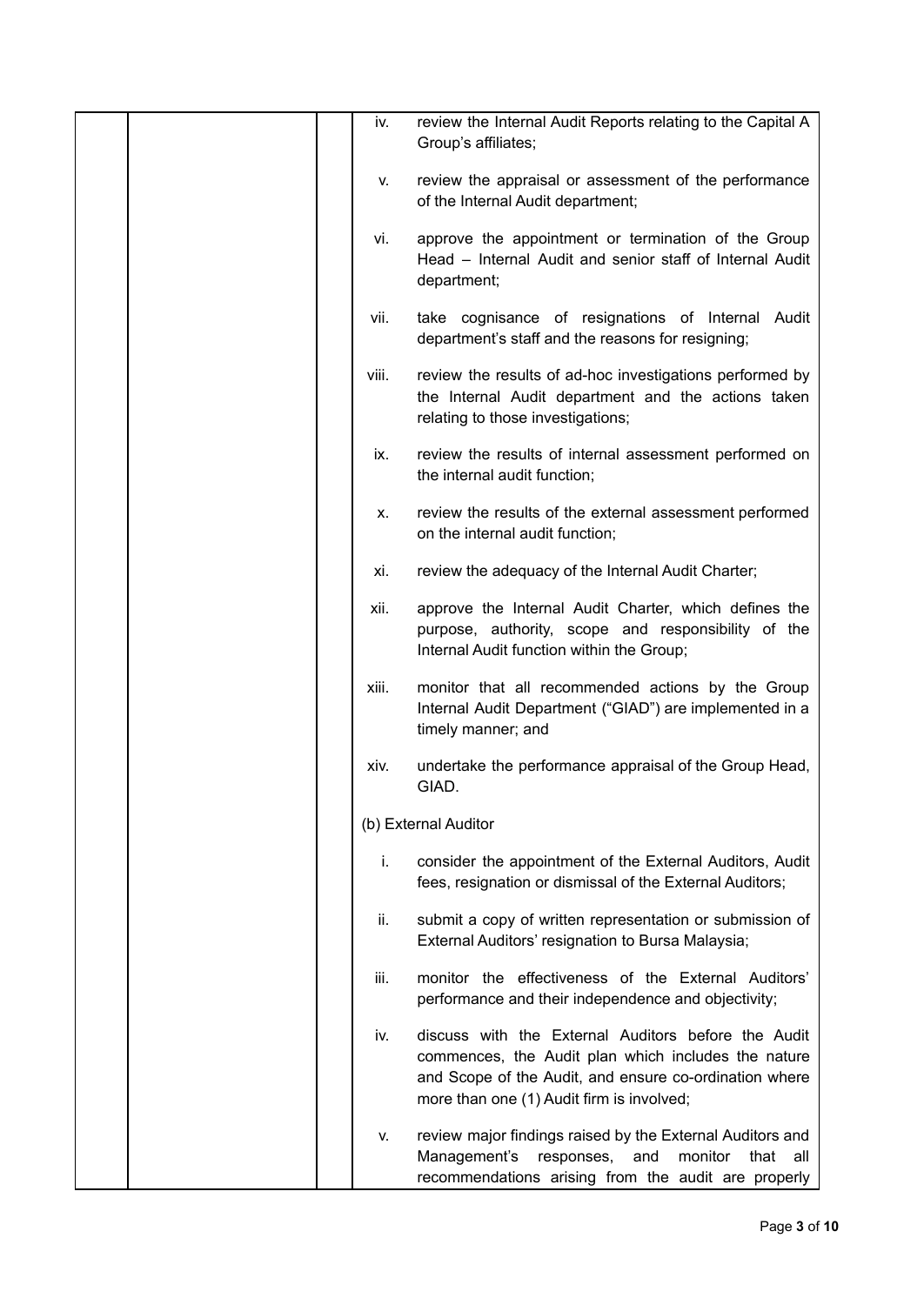iv. review the Internal Audit Reports relating to the Capital A Group's affiliates;

v. review the appraisal or assessment of the performance of the Internal Audit department;

vi. approve the appointment or termination of the Group Head – Internal Audit and senior staff of Internal Audit department;

vii. take cognisance of resignations of Internal Audit department's staff and the reasons for resigning;

viii. review the results of ad-hoc investigations performed by the Internal Audit department and the actions taken relating to those investigations;

ix. review the results of internal assessment performed on the internal audit function;

x. review the results of the external assessment performed on the internal audit function;

xi. review the adequacy of the Internal Audit Charter;

xii. approve the Internal Audit Charter, which defines the purpose, authority, scope and responsibility of the Internal Audit function within the Group;

xiii. monitor that all recommended actions by the Group Internal Audit Department ("GIAD") are implemented in a timely manner; and

xiv. undertake the performance appraisal of the Group Head, GIAD.

(b) External Auditor

i. consider the appointment of the External Auditors, Audit fees, resignation or dismissal of the External Auditors;

ii. submit a copy of written representation or submission of External Auditors' resignation to Bursa Malaysia;

iii. monitor the effectiveness of the External Auditors' performance and their independence and objectivity;

iv. discuss with the External Auditors before the Audit commences, the Audit plan which includes the nature and Scope of the Audit, and ensure co-ordination where more than one (1) Audit firm is involved;

v. review major findings raised by the External Auditors and Management's responses, and monitor that all recommendations arising from the audit are properly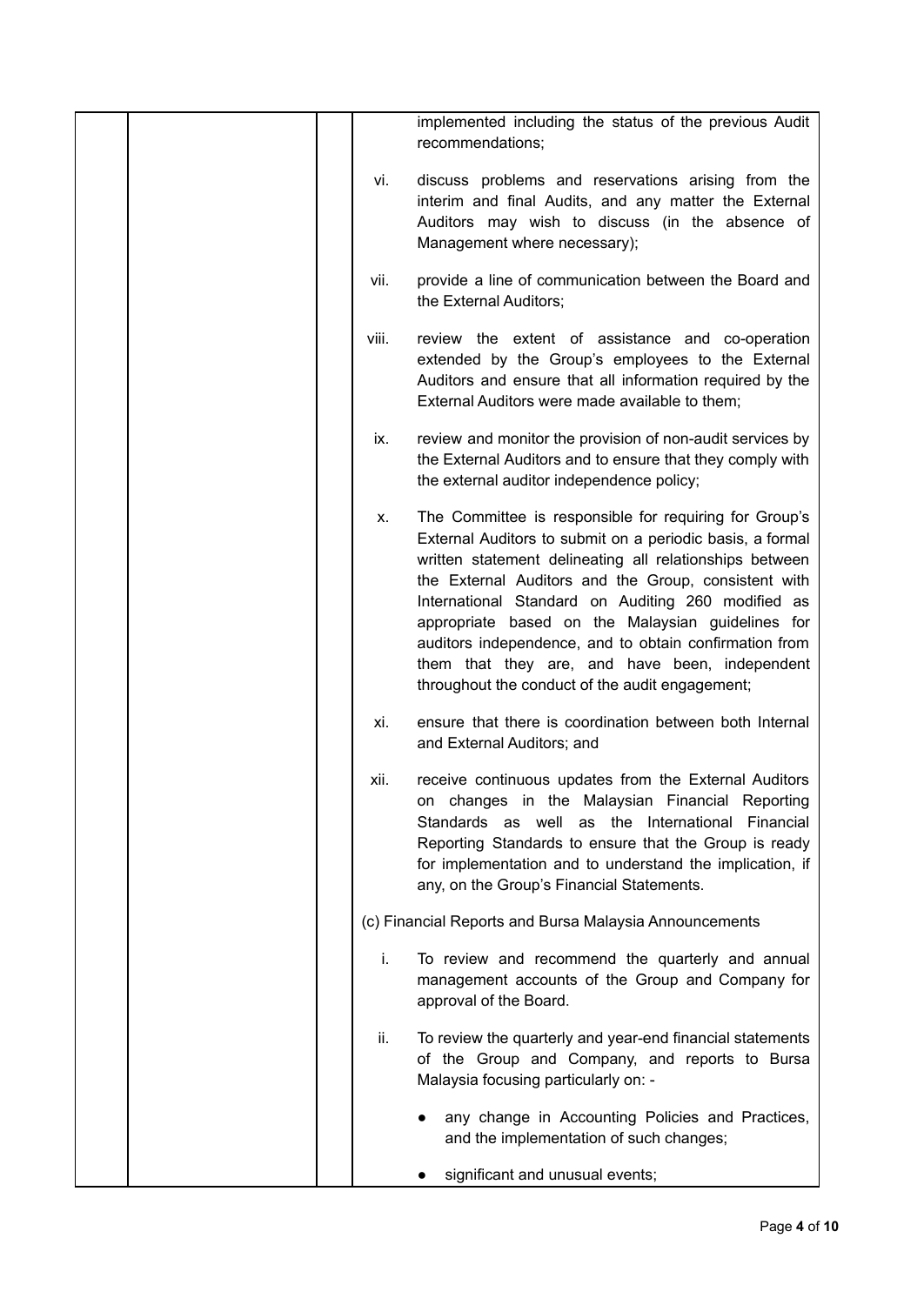implemented including the status of the previous Audit recommendations;

vi. discuss problems and reservations arising from the interim and final Audits, and any matter the External Auditors may wish to discuss (in the absence of Management where necessary);

vii. provide a line of communication between the Board and the External Auditors;

viii. review the extent of assistance and co-operation extended by the Group's employees to the External Auditors and ensure that all information required by the External Auditors were made available to them;

ix. review and monitor the provision of non-audit services by the External Auditors and to ensure that they comply with the external auditor independence policy;

x. The Committee is responsible for requiring for Group's External Auditors to submit on a periodic basis, a formal written statement delineating all relationships between the External Auditors and the Group, consistent with International Standard on Auditing 260 modified as appropriate based on the Malaysian guidelines for auditors independence, and to obtain confirmation from them that they are, and have been, independent throughout the conduct of the audit engagement;

xi. ensure that there is coordination between both Internal and External Auditors; and

xii. receive continuous updates from the External Auditors on changes in the Malaysian Financial Reporting Standards as well as the International Financial Reporting Standards to ensure that the Group is ready for implementation and to understand the implication, if any, on the Group's Financial Statements.

(c) Financial Reports and Bursa Malaysia Announcements

i. To review and recommend the quarterly and annual management accounts of the Group and Company for approval of the Board.

ii. To review the quarterly and year-end financial statements of the Group and Company, and reports to Bursa Malaysia focusing particularly on: -

- any change in Accounting Policies and Practices, and the implementation of such changes;
- significant and unusual events;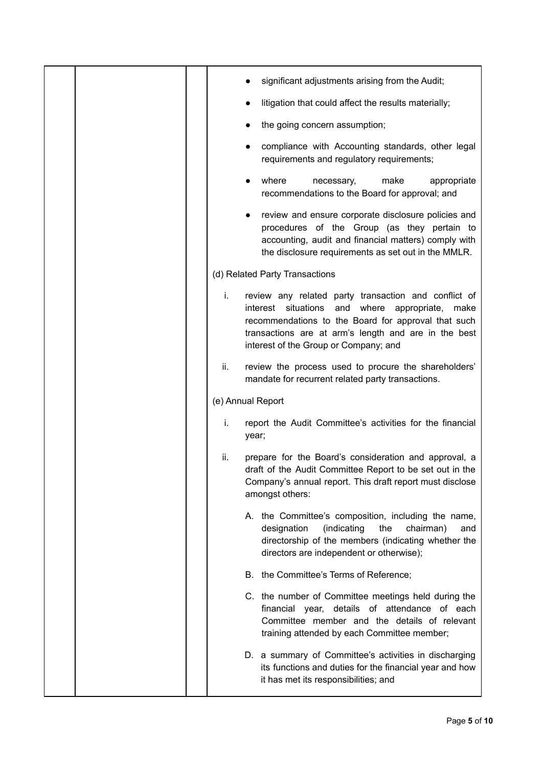- significant adjustments arising from the Audit;
- litigation that could affect the results materially;
- the going concern assumption;
- compliance with Accounting standards, other legal requirements and regulatory requirements;
- where necessary, make appropriate recommendations to the Board for approval; and
- review and ensure corporate disclosure policies and procedures of the Group (as they pertain to accounting, audit and financial matters) comply with the disclosure requirements as set out in the MMLR.

(d) Related Party Transactions

i. review any related party transaction and conflict of interest situations and where appropriate, make recommendations to the Board for approval that such transactions are at arm's length and are in the best interest of the Group or Company; and

ii. review the process used to procure the shareholders' mandate for recurrent related party transactions.

(e) Annual Report

i. report the Audit Committee's activities for the financial year;

ii. prepare for the Board's consideration and approval, a draft of the Audit Committee Report to be set out in the Company's annual report. This draft report must disclose amongst others:

   A. the Committee's composition, including the name, designation (indicating the chairman) and directorship of the members (indicating whether the directors are independent or otherwise);

   B. the Committee's Terms of Reference;

   C. the number of Committee meetings held during the financial year, details of attendance of each Committee member and the details of relevant training attended by each Committee member;

   D. a summary of Committee's activities in discharging its functions and duties for the financial year and how it has met its responsibilities; and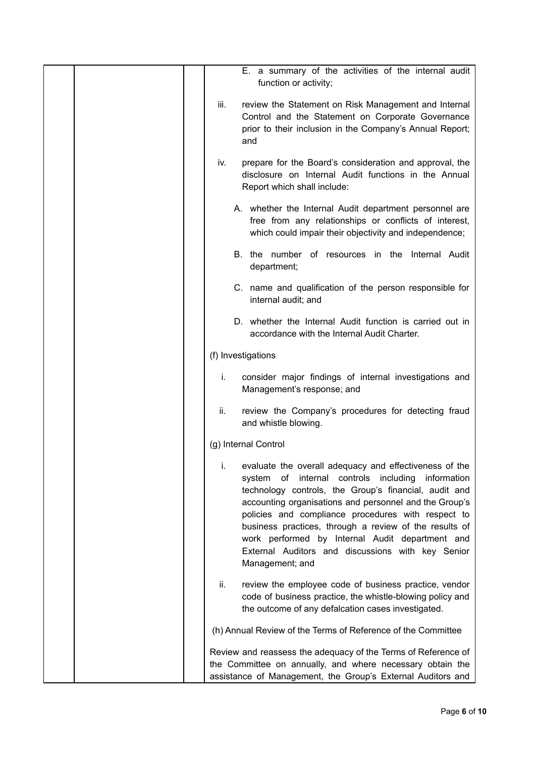E. a summary of the activities of the internal audit function or activity;

iii. review the Statement on Risk Management and Internal Control and the Statement on Corporate Governance prior to their inclusion in the Company's Annual Report; and

iv. prepare for the Board's consideration and approval, the disclosure on Internal Audit functions in the Annual Report which shall include:

A. whether the Internal Audit department personnel are free from any relationships or conflicts of interest, which could impair their objectivity and independence;

B. the number of resources in the Internal Audit department;

C. name and qualification of the person responsible for internal audit; and

D. whether the Internal Audit function is carried out in accordance with the Internal Audit Charter.

(f) Investigations

i. consider major findings of internal investigations and Management's response; and

ii. review the Company's procedures for detecting fraud and whistle blowing.

(g) Internal Control

i. evaluate the overall adequacy and effectiveness of the system of internal controls including information technology controls, the Group's financial, audit and accounting organisations and personnel and the Group's policies and compliance procedures with respect to business practices, through a review of the results of work performed by Internal Audit department and External Auditors and discussions with key Senior Management; and

ii. review the employee code of business practice, vendor code of business practice, the whistle-blowing policy and the outcome of any defalcation cases investigated.

(h) Annual Review of the Terms of Reference of the Committee

Review and reassess the adequacy of the Terms of Reference of the Committee on annually, and where necessary obtain the assistance of Management, the Group's External Auditors and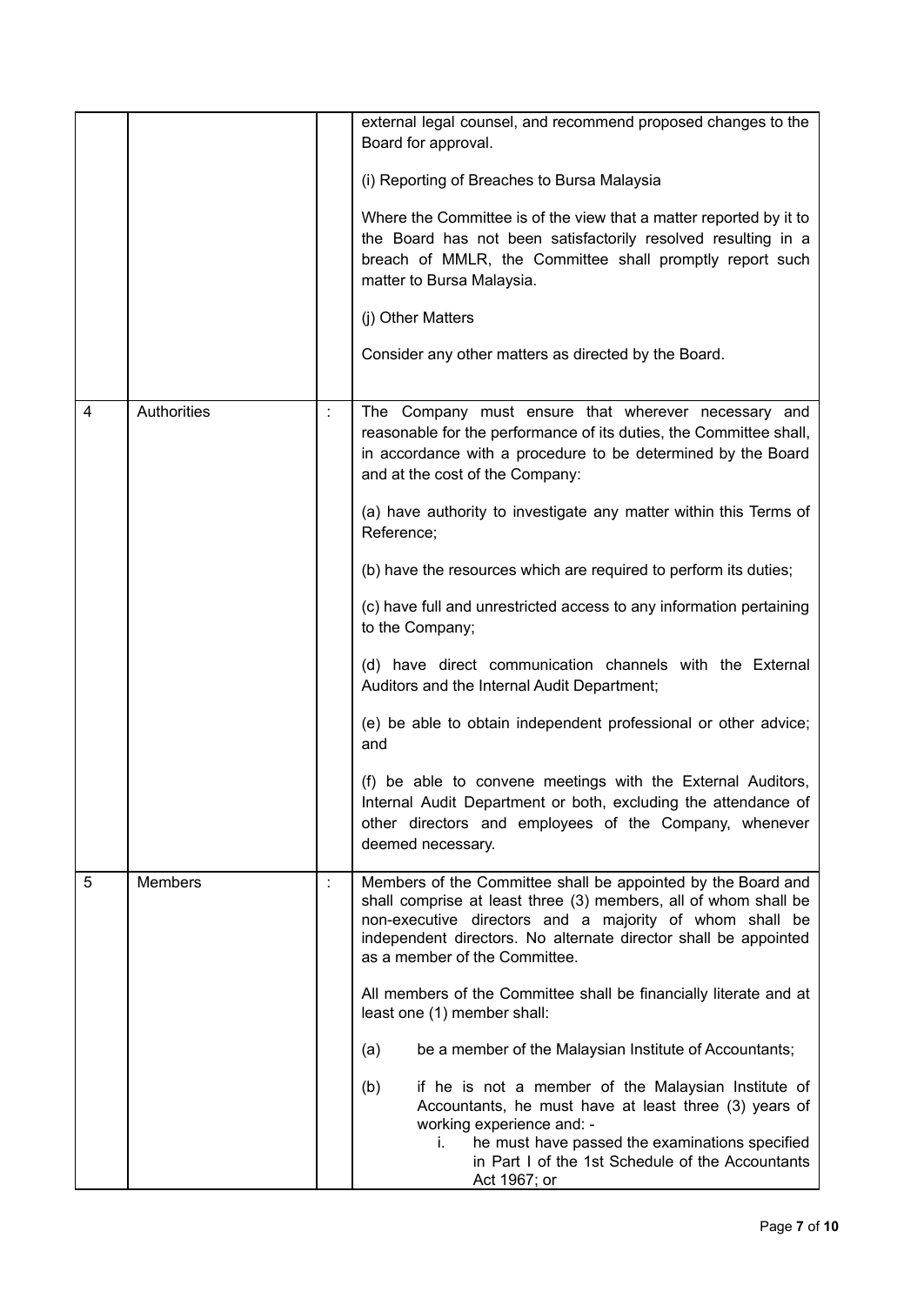| | | | |
|---|---|---|---|
| | | | external legal counsel, and recommend proposed changes to the Board for approval.<br><br>(i) Reporting of Breaches to Bursa Malaysia<br><br>Where the Committee is of the view that a matter reported by it to the Board has not been satisfactorily resolved resulting in a breach of MMLR, the Committee shall promptly report such matter to Bursa Malaysia.<br><br>(j) Other Matters<br><br>Consider any other matters as directed by the Board. |
| 4 | Authorities | : | The Company must ensure that wherever necessary and reasonable for the performance of its duties, the Committee shall, in accordance with a procedure to be determined by the Board and at the cost of the Company:<br><br>(a) have authority to investigate any matter within this Terms of Reference;<br><br>(b) have the resources which are required to perform its duties;<br><br>(c) have full and unrestricted access to any information pertaining to the Company;<br><br>(d) have direct communication channels with the External Auditors and the Internal Audit Department;<br><br>(e) be able to obtain independent professional or other advice; and<br><br>(f) be able to convene meetings with the External Auditors, Internal Audit Department or both, excluding the attendance of other directors and employees of the Company, whenever deemed necessary. |
| 5 | Members | : | Members of the Committee shall be appointed by the Board and shall comprise at least three (3) members, all of whom shall be non-executive directors and a majority of whom shall be independent directors. No alternate director shall be appointed as a member of the Committee.<br><br>All members of the Committee shall be financially literate and at least one (1) member shall:<br><br>(a) be a member of the Malaysian Institute of Accountants;<br><br>(b) if he is not a member of the Malaysian Institute of Accountants, he must have at least three (3) years of working experience and: -<br>i. he must have passed the examinations specified in Part I of the 1st Schedule of the Accountants Act 1967; or |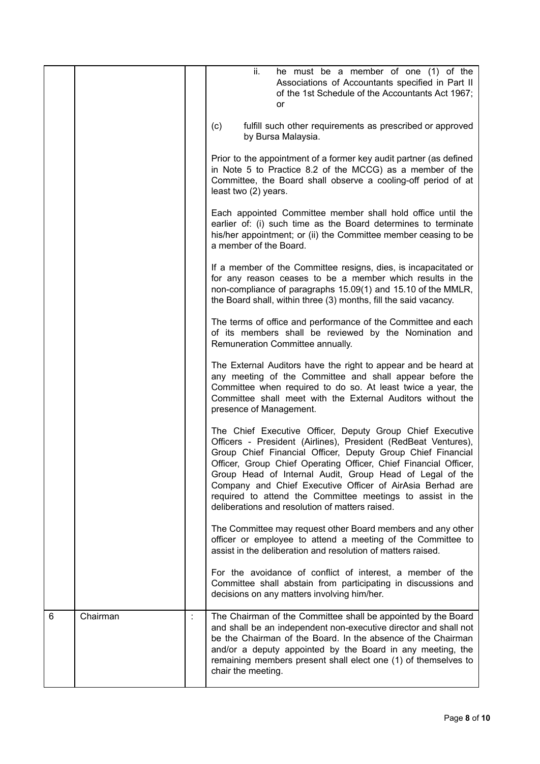| | | | |
|---|---|---|---|
| | | | ii. he must be a member of one (1) of the Associations of Accountants specified in Part II of the 1st Schedule of the Accountants Act 1967; or<br><br>(c) fulfill such other requirements as prescribed or approved by Bursa Malaysia.<br><br>Prior to the appointment of a former key audit partner (as defined in Note 5 to Practice 8.2 of the MCCG) as a member of the Committee, the Board shall observe a cooling-off period of at least two (2) years.<br><br>Each appointed Committee member shall hold office until the earlier of: (i) such time as the Board determines to terminate his/her appointment; or (ii) the Committee member ceasing to be a member of the Board.<br><br>If a member of the Committee resigns, dies, is incapacitated or for any reason ceases to be a member which results in the non-compliance of paragraphs 15.09(1) and 15.10 of the MMLR, the Board shall, within three (3) months, fill the said vacancy.<br><br>The terms of office and performance of the Committee and each of its members shall be reviewed by the Nomination and Remuneration Committee annually.<br><br>The External Auditors have the right to appear and be heard at any meeting of the Committee and shall appear before the Committee when required to do so. At least twice a year, the Committee shall meet with the External Auditors without the presence of Management.<br><br>The Chief Executive Officer, Deputy Group Chief Executive Officers - President (Airlines), President (RedBeat Ventures), Group Chief Financial Officer, Deputy Group Chief Financial Officer, Group Chief Operating Officer, Chief Financial Officer, Group Head of Internal Audit, Group Head of Legal of the Company and Chief Executive Officer of AirAsia Berhad are required to attend the Committee meetings to assist in the deliberations and resolution of matters raised.<br><br>The Committee may request other Board members and any other officer or employee to attend a meeting of the Committee to assist in the deliberation and resolution of matters raised.<br><br>For the avoidance of conflict of interest, a member of the Committee shall abstain from participating in discussions and decisions on any matters involving him/her. |
| 6 | Chairman | : | The Chairman of the Committee shall be appointed by the Board and shall be an independent non-executive director and shall not be the Chairman of the Board. In the absence of the Chairman and/or a deputy appointed by the Board in any meeting, the remaining members present shall elect one (1) of themselves to chair the meeting. |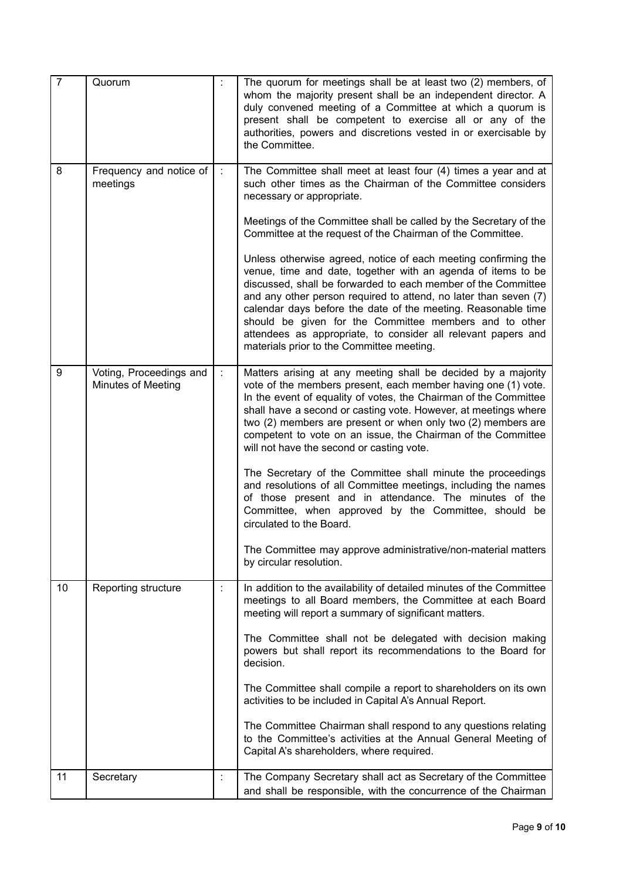| 7 | Quorum | : | The quorum for meetings shall be at least two (2) members, of whom the majority present shall be an independent director. A duly convened meeting of a Committee at which a quorum is present shall be competent to exercise all or any of the authorities, powers and discretions vested in or exercisable by the Committee. |
|---|---|---|---|
| 8 | Frequency and notice of meetings | : | The Committee shall meet at least four (4) times a year and at such other times as the Chairman of the Committee considers necessary or appropriate.<br><br>Meetings of the Committee shall be called by the Secretary of the Committee at the request of the Chairman of the Committee.<br><br>Unless otherwise agreed, notice of each meeting confirming the venue, time and date, together with an agenda of items to be discussed, shall be forwarded to each member of the Committee and any other person required to attend, no later than seven (7) calendar days before the date of the meeting. Reasonable time should be given for the Committee members and to other attendees as appropriate, to consider all relevant papers and materials prior to the Committee meeting. |
| 9 | Voting, Proceedings and Minutes of Meeting | : | Matters arising at any meeting shall be decided by a majority vote of the members present, each member having one (1) vote. In the event of equality of votes, the Chairman of the Committee shall have a second or casting vote. However, at meetings where two (2) members are present or when only two (2) members are competent to vote on an issue, the Chairman of the Committee will not have the second or casting vote.<br><br>The Secretary of the Committee shall minute the proceedings and resolutions of all Committee meetings, including the names of those present and in attendance. The minutes of the Committee, when approved by the Committee, should be circulated to the Board.<br><br>The Committee may approve administrative/non-material matters by circular resolution. |
| 10 | Reporting structure | : | In addition to the availability of detailed minutes of the Committee meetings to all Board members, the Committee at each Board meeting will report a summary of significant matters.<br><br>The Committee shall not be delegated with decision making powers but shall report its recommendations to the Board for decision.<br><br>The Committee shall compile a report to shareholders on its own activities to be included in Capital A's Annual Report.<br><br>The Committee Chairman shall respond to any questions relating to the Committee's activities at the Annual General Meeting of Capital A's shareholders, where required. |
| 11 | Secretary | : | The Company Secretary shall act as Secretary of the Committee and shall be responsible, with the concurrence of the Chairman |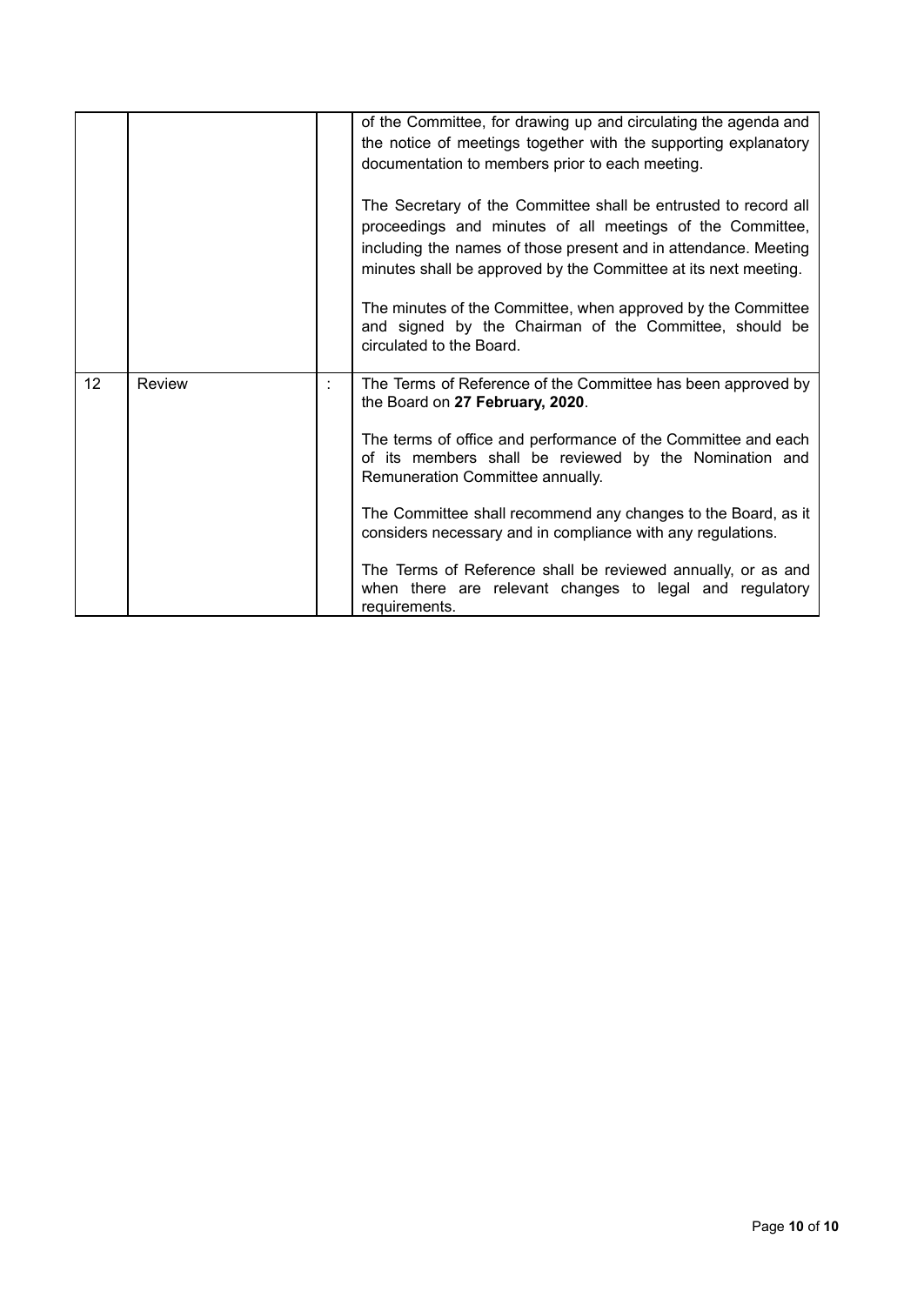| | | | |
|---|---|---|---|
| | | | of the Committee, for drawing up and circulating the agenda and the notice of meetings together with the supporting explanatory documentation to members prior to each meeting.<br><br>The Secretary of the Committee shall be entrusted to record all proceedings and minutes of all meetings of the Committee, including the names of those present and in attendance. Meeting minutes shall be approved by the Committee at its next meeting.<br><br>The minutes of the Committee, when approved by the Committee and signed by the Chairman of the Committee, should be circulated to the Board. |
| 12 | Review | : | The Terms of Reference of the Committee has been approved by the Board on **27 February, 2020**.<br><br>The terms of office and performance of the Committee and each of its members shall be reviewed by the Nomination and Remuneration Committee annually.<br><br>The Committee shall recommend any changes to the Board, as it considers necessary and in compliance with any regulations.<br><br>The Terms of Reference shall be reviewed annually, or as and when there are relevant changes to legal and regulatory requirements. |